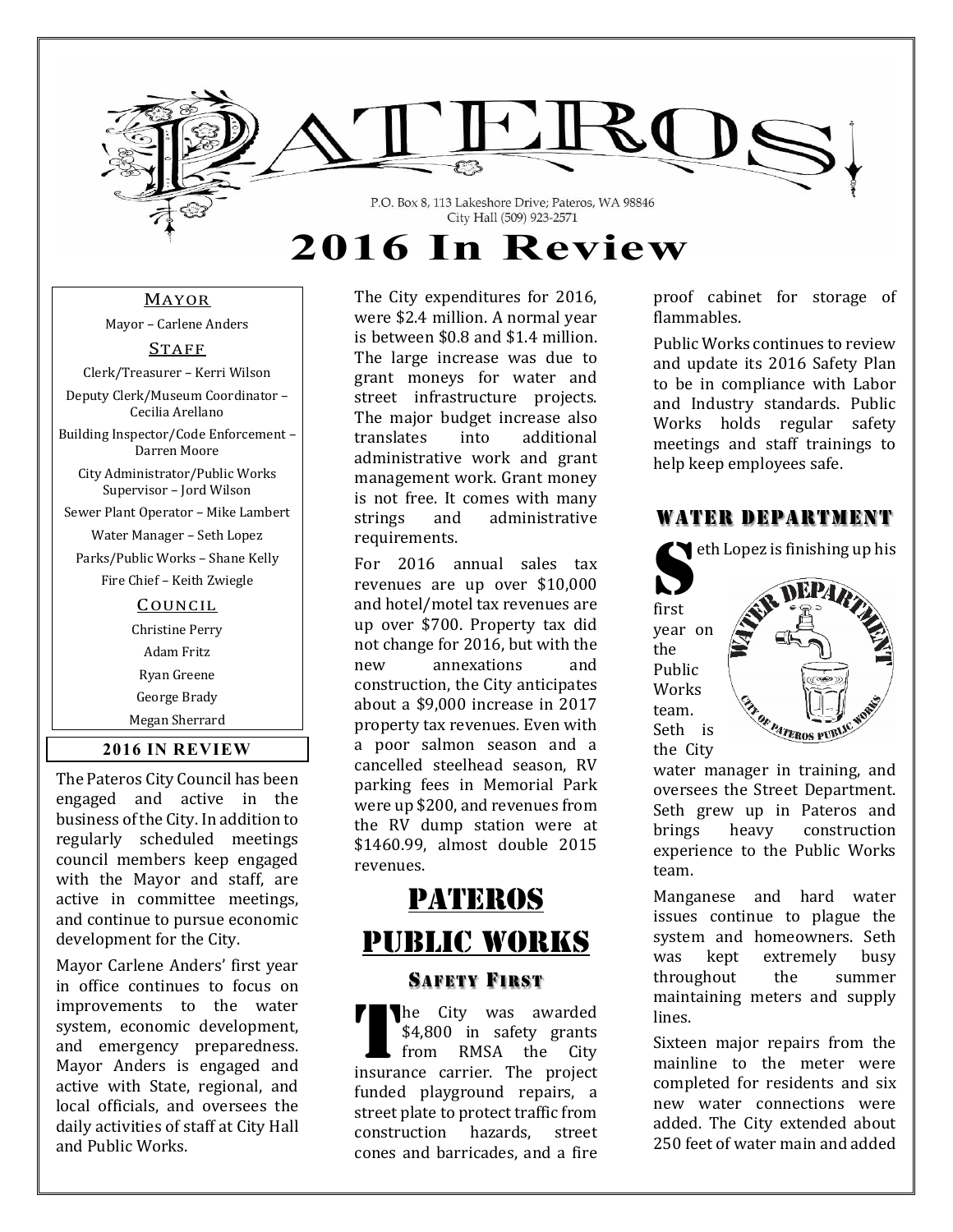# PATEROS

P.O. Box 8, 113 Lakeshore Drive; Pateros, WA 98846
City Hall (509) 923-2571

# 2016 In Review

## Mayor

Mayor – Carlene Anders

## Staff

Clerk/Treasurer – Kerri Wilson

Deputy Clerk/Museum Coordinator – Cecilia Arellano

Building Inspector/Code Enforcement – Darren Moore

City Administrator/Public Works Supervisor – Jord Wilson

Sewer Plant Operator – Mike Lambert

Water Manager – Seth Lopez

Parks/Public Works – Shane Kelly

Fire Chief – Keith Zwiegle

## Council

Christine Perry

Adam Fritz

Ryan Greene

George Brady

Megan Sherrard

## 2016 IN REVIEW

The Pateros City Council has been engaged and active in the business of the City. In addition to regularly scheduled meetings council members keep engaged with the Mayor and staff, are active in committee meetings, and continue to pursue economic development for the City.

Mayor Carlene Anders' first year in office continues to focus on improvements to the water system, economic development, and emergency preparedness. Mayor Anders is engaged and active with State, regional, and local officials, and oversees the daily activities of staff at City Hall and Public Works.

The City expenditures for 2016, were $2.4 million. A normal year is between $0.8 and $1.4 million. The large increase was due to grant moneys for water and street infrastructure projects. The major budget increase also translates into additional administrative work and grant management work. Grant money is not free. It comes with many strings and administrative requirements.

For 2016 annual sales tax revenues are up over $10,000 and hotel/motel tax revenues are up over $700. Property tax did not change for 2016, but with the new annexations and construction, the City anticipates about a $9,000 increase in 2017 property tax revenues. Even with a poor salmon season and a cancelled steelhead season, RV parking fees in Memorial Park were up $200, and revenues from the RV dump station were at $1460.99, almost double 2015 revenues.

# Pateros Public Works

### Safety First

The City was awarded $4,800 in safety grants from RMSA the City insurance carrier. The project funded playground repairs, a street plate to protect traffic from construction hazards, street cones and barricades, and a fire proof cabinet for storage of flammables.

Public Works continues to review and update its 2016 Safety Plan to be in compliance with Labor and Industry standards. Public Works holds regular safety meetings and staff trainings to help keep employees safe.

## Water Department

Seth Lopez is finishing up his first year on the Public Works team. Seth is the City water manager in training, and oversees the Street Department. Seth grew up in Pateros and brings heavy construction experience to the Public Works team.

Manganese and hard water issues continue to plague the system and homeowners. Seth was kept extremely busy throughout the summer maintaining meters and supply lines.

Sixteen major repairs from the mainline to the meter were completed for residents and six new water connections were added. The City extended about 250 feet of water main and added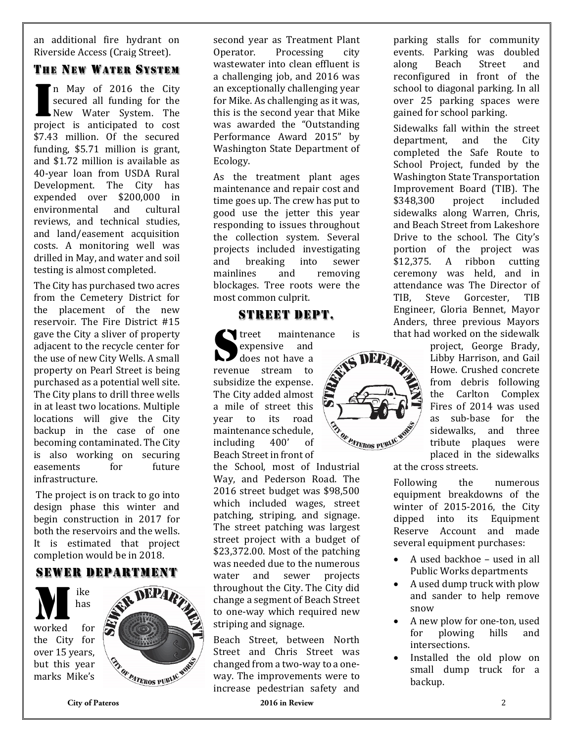an additional fire hydrant on Riverside Access (Craig Street).

## The New Water System

In May of 2016 the City secured all funding for the New Water System. The project is anticipated to cost $7.43 million. Of the secured funding, $5.71 million is grant, and $1.72 million is available as 40-year loan from USDA Rural Development. The City has expended over $200,000 in environmental and cultural reviews, and technical studies, and land/easement acquisition costs. A monitoring well was drilled in May, and water and soil testing is almost completed.

The City has purchased two acres from the Cemetery District for the placement of the new reservoir. The Fire District #15 gave the City a sliver of property adjacent to the recycle center for the use of new City Wells. A small property on Pearl Street is being purchased as a potential well site. The City plans to drill three wells in at least two locations. Multiple locations will give the City backup in the case of one becoming contaminated. The City is also working on securing easements for future infrastructure.

The project is on track to go into design phase this winter and begin construction in 2017 for both the reservoirs and the wells. It is estimated that project completion would be in 2018.

## Sewer Department

Mike has worked for the City for over 15 years, but this year marks Mike's second year as Treatment Plant Operator. Processing city wastewater into clean effluent is a challenging job, and 2016 was an exceptionally challenging year for Mike. As challenging as it was, this is the second year that Mike was awarded the "Outstanding Performance Award 2015" by Washington State Department of Ecology.

As the treatment plant ages maintenance and repair cost and time goes up. The crew has put to good use the jetter this year responding to issues throughout the collection system. Several projects included investigating and breaking into sewer mainlines and removing blockages. Tree roots were the most common culprit.

## Street Dept.

Street maintenance is expensive and does not have a revenue stream to subsidize the expense. The City added almost a mile of street this year to its road maintenance schedule, including 400' of Beach Street in front of the School, most of Industrial Way, and Pederson Road. The 2016 street budget was $98,500 which included wages, street patching, striping, and signage. The street patching was largest street project with a budget of $23,372.00. Most of the patching was needed due to the numerous water and sewer projects throughout the City. The City did change a segment of Beach Street to one-way which required new striping and signage.

Beach Street, between North Street and Chris Street was changed from a two-way to a one-way. The improvements were to increase pedestrian safety and parking stalls for community events. Parking was doubled along Beach Street and reconfigured in front of the school to diagonal parking. In all over 25 parking spaces were gained for school parking.

Sidewalks fall within the street department, and the City completed the Safe Route to School Project, funded by the Washington State Transportation Improvement Board (TIB). The $348,300 project included sidewalks along Warren, Chris, and Beach Street from Lakeshore Drive to the school. The City's portion of the project was $12,375. A ribbon cutting ceremony was held, and in attendance was The Director of TIB, Steve Gorcester, TIB Engineer, Gloria Bennet, Mayor Anders, three previous Mayors that had worked on the sidewalk project, George Brady, Libby Harrison, and Gail Howe. Crushed concrete from debris following the Carlton Complex Fires of 2014 was used as sub-base for the sidewalks, and three tribute plaques were placed in the sidewalks at the cross streets.

Following the numerous equipment breakdowns of the winter of 2015-2016, the City dipped into its Equipment Reserve Account and made several equipment purchases:

- A used backhoe – used in all Public Works departments
- A used dump truck with plow and sander to help remove snow
- A new plow for one-ton, used for plowing hills and intersections.
- Installed the old plow on small dump truck for a backup.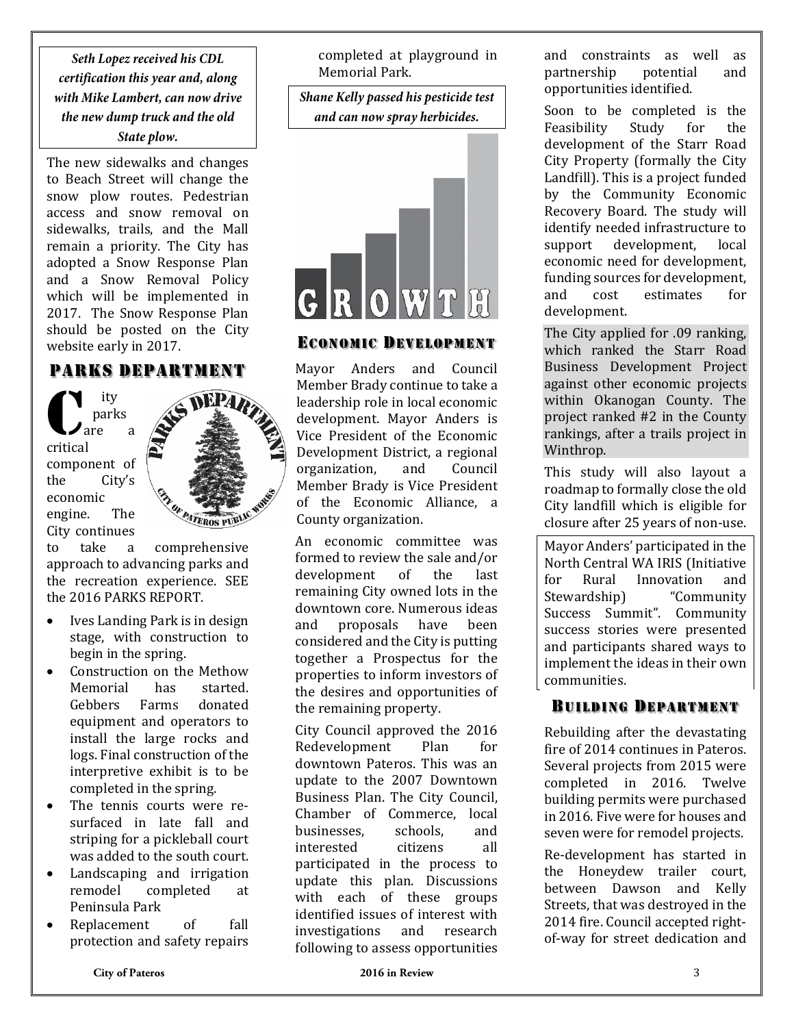***Seth Lopez received his CDL certification this year and, along with Mike Lambert, can now drive the new dump truck and the old State plow.***

The new sidewalks and changes to Beach Street will change the snow plow routes. Pedestrian access and snow removal on sidewalks, trails, and the Mall remain a priority. The City has adopted a Snow Response Plan and a Snow Removal Policy which will be implemented in 2017. The Snow Response Plan should be posted on the City website early in 2017.

## PARKS DEPARTMENT

City parks are a critical component of the City's economic engine. The City continues to take a comprehensive approach to advancing parks and the recreation experience. SEE the 2016 PARKS REPORT.

- Ives Landing Park is in design stage, with construction to begin in the spring.
- Construction on the Methow Memorial has started. Gebbers Farms donated equipment and operators to install the large rocks and logs. Final construction of the interpretive exhibit is to be completed in the spring.
- The tennis courts were re-surfaced in late fall and striping for a pickleball court was added to the south court.
- Landscaping and irrigation remodel completed at Peninsula Park
- Replacement of fall protection and safety repairs completed at playground in Memorial Park.

***Shane Kelly passed his pesticide test and can now spray herbicides.***

## ECONOMIC DEVELOPMENT

Mayor Anders and Council Member Brady continue to take a leadership role in local economic development. Mayor Anders is Vice President of the Economic Development District, a regional organization, and Council Member Brady is Vice President of the Economic Alliance, a County organization.

An economic committee was formed to review the sale and/or development of the last remaining City owned lots in the downtown core. Numerous ideas and proposals have been considered and the City is putting together a Prospectus for the properties to inform investors of the desires and opportunities of the remaining property.

City Council approved the 2016 Redevelopment Plan for downtown Pateros. This was an update to the 2007 Downtown Business Plan. The City Council, Chamber of Commerce, local businesses, schools, and interested citizens all participated in the process to update this plan. Discussions with each of these groups identified issues of interest with investigations and research following to assess opportunities and constraints as well as partnership potential and opportunities identified.

Soon to be completed is the Feasibility Study for the development of the Starr Road City Property (formally the City Landfill). This is a project funded by the Community Economic Recovery Board. The study will identify needed infrastructure to support development, local economic need for development, funding sources for development, and cost estimates for development.

The City applied for .09 ranking, which ranked the Starr Road Business Development Project against other economic projects within Okanogan County. The project ranked #2 in the County rankings, after a trails project in Winthrop.

This study will also layout a roadmap to formally close the old City landfill which is eligible for closure after 25 years of non-use.

Mayor Anders' participated in the North Central WA IRIS (Initiative for Rural Innovation and Stewardship) "Community Success Summit". Community success stories were presented and participants shared ways to implement the ideas in their own communities.

## BUILDING DEPARTMENT

Rebuilding after the devastating fire of 2014 continues in Pateros. Several projects from 2015 were completed in 2016. Twelve building permits were purchased in 2016. Five were for houses and seven were for remodel projects.

Re-development has started in the Honeydew trailer court, between Dawson and Kelly Streets, that was destroyed in the 2014 fire. Council accepted right-of-way for street dedication and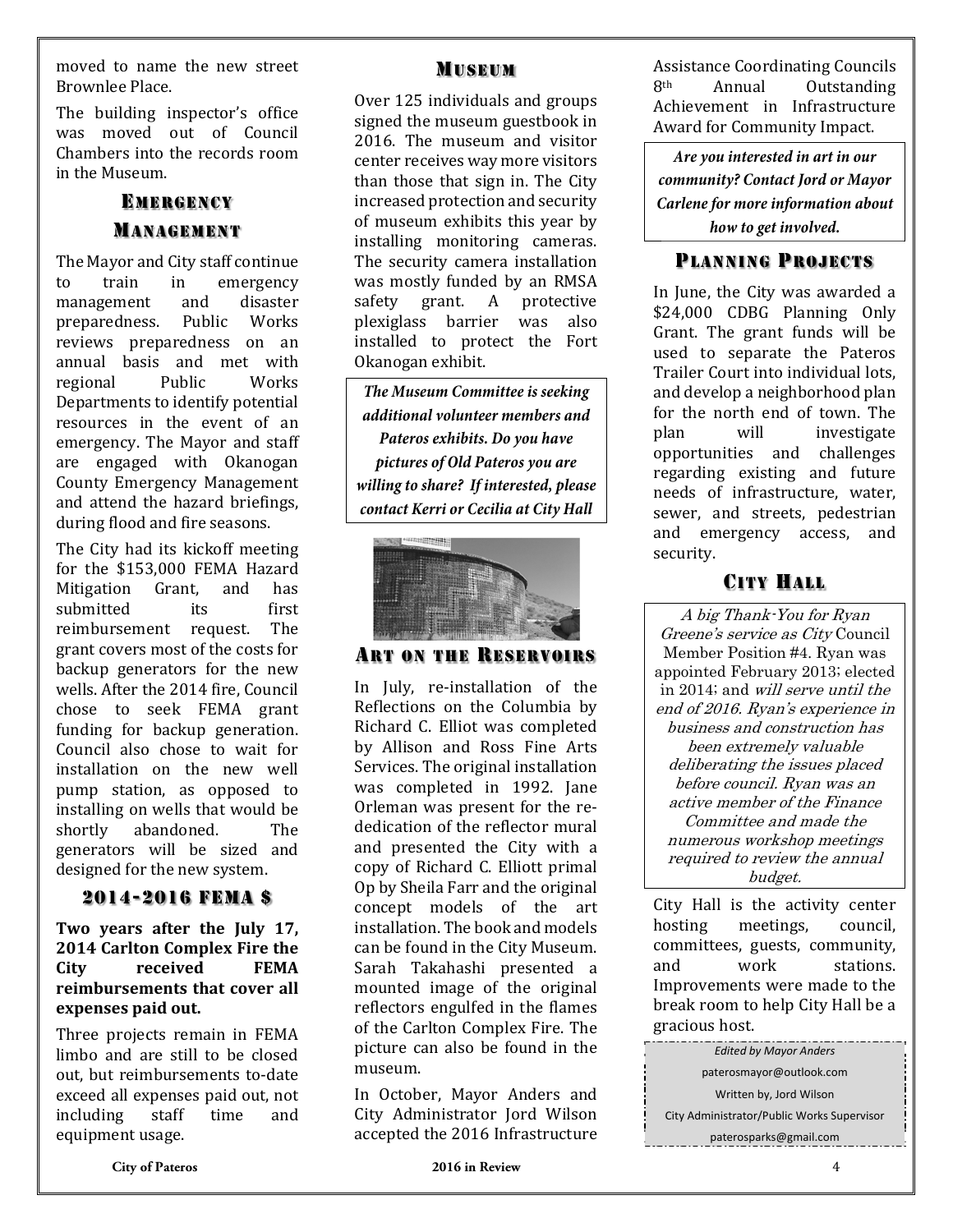moved to name the new street Brownlee Place.

The building inspector's office was moved out of Council Chambers into the records room in the Museum.

## Emergency Management

The Mayor and City staff continue to train in emergency management and disaster preparedness. Public Works reviews preparedness on an annual basis and met with regional Public Works Departments to identify potential resources in the event of an emergency. The Mayor and staff are engaged with Okanogan County Emergency Management and attend the hazard briefings, during flood and fire seasons.

The City had its kickoff meeting for the $153,000 FEMA Hazard Mitigation Grant, and has submitted its first reimbursement request. The grant covers most of the costs for backup generators for the new wells. After the 2014 fire, Council chose to seek FEMA grant funding for backup generation. Council also chose to wait for installation on the new well pump station, as opposed to installing on wells that would be shortly abandoned. The generators will be sized and designed for the new system.

## 2014-2016 FEMA $

**Two years after the July 17, 2014 Carlton Complex Fire the City received FEMA reimbursements that cover all expenses paid out.**

Three projects remain in FEMA limbo and are still to be closed out, but reimbursements to-date exceed all expenses paid out, not including staff time and equipment usage.

## Museum

Over 125 individuals and groups signed the museum guestbook in 2016. The museum and visitor center receives way more visitors than those that sign in. The City increased protection and security of museum exhibits this year by installing monitoring cameras. The security camera installation was mostly funded by an RMSA safety grant. A protective plexiglass barrier was also installed to protect the Fort Okanogan exhibit.

***The Museum Committee is seeking additional volunteer members and Pateros exhibits. Do you have pictures of Old Pateros you are willing to share? If interested, please contact Kerri or Cecilia at City Hall***

## Art on the Reservoirs

In July, re-installation of the Reflections on the Columbia by Richard C. Elliot was completed by Allison and Ross Fine Arts Services. The original installation was completed in 1992. Jane Orleman was present for the re-dedication of the reflector mural and presented the City with a copy of Richard C. Elliott primal Op by Sheila Farr and the original concept models of the art installation. The book and models can be found in the City Museum. Sarah Takahashi presented a mounted image of the original reflectors engulfed in the flames of the Carlton Complex Fire. The picture can also be found in the museum.

In October, Mayor Anders and City Administrator Jord Wilson accepted the 2016 Infrastructure Assistance Coordinating Councils 8th Annual Outstanding Achievement in Infrastructure Award for Community Impact.

***Are you interested in art in our community? Contact Jord or Mayor Carlene for more information about how to get involved.***

## Planning Projects

In June, the City was awarded a $24,000 CDBG Planning Only Grant. The grant funds will be used to separate the Pateros Trailer Court into individual lots, and develop a neighborhood plan for the north end of town. The plan will investigate opportunities and challenges regarding existing and future needs of infrastructure, water, sewer, and streets, pedestrian and emergency access, and security.

## City Hall

*A big Thank-You for Ryan Greene's service as City* Council Member Position #4. Ryan was appointed February 2013; elected in 2014; and *will serve until the end of 2016. Ryan's experience in business and construction has been extremely valuable deliberating the issues placed before council. Ryan was an active member of the Finance Committee and made the numerous workshop meetings required to review the annual budget.*

City Hall is the activity center hosting meetings, council, committees, guests, community, and work stations. Improvements were made to the break room to help City Hall be a gracious host.

*Edited by Mayor Anders*

pacerosmayor@outlook.com

Written by, Jord Wilson

City Administrator/Public Works Supervisor

paterosparks@gmail.com